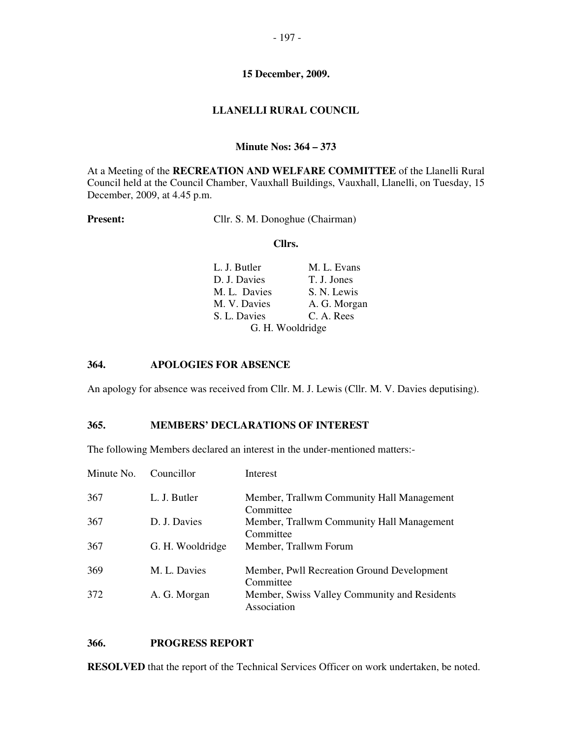**15 December, 2009.**

## LLANELLI RURAL COUNCIL

**Minute Nos: 364 – 373**

At a Meeting of the **RECREATION AND WELFARE COMMITTEE** of the Llanelli Rural Council held at the Council Chamber, Vauxhall Buildings, Vauxhall, Llanelli, on Tuesday, 15 December, 2009, at 4.45 p.m.

**Present:** Cllr. S. M. Donoghue (Chairman)

**Cllrs.**

| | |
|---|---|
| L. J. Butler | M. L. Evans |
| D. J. Davies | T. J. Jones |
| M. L. Davies | S. N. Lewis |
| M. V. Davies | A. G. Morgan |
| S. L. Davies | C. A. Rees |
| G. H. Wooldridge | |

### 364. APOLOGIES FOR ABSENCE

An apology for absence was received from Cllr. M. J. Lewis (Cllr. M. V. Davies deputising).

### 365. MEMBERS' DECLARATIONS OF INTEREST

The following Members declared an interest in the under-mentioned matters:-

| Minute No. | Councillor | Interest |
|---|---|---|
| 367 | L. J. Butler | Member, Trallwm Community Hall Management Committee |
| 367 | D. J. Davies | Member, Trallwm Community Hall Management Committee |
| 367 | G. H. Wooldridge | Member, Trallwm Forum |
| 369 | M. L. Davies | Member, Pwll Recreation Ground Development Committee |
| 372 | A. G. Morgan | Member, Swiss Valley Community and Residents Association |

### 366. PROGRESS REPORT

**RESOLVED** that the report of the Technical Services Officer on work undertaken, be noted.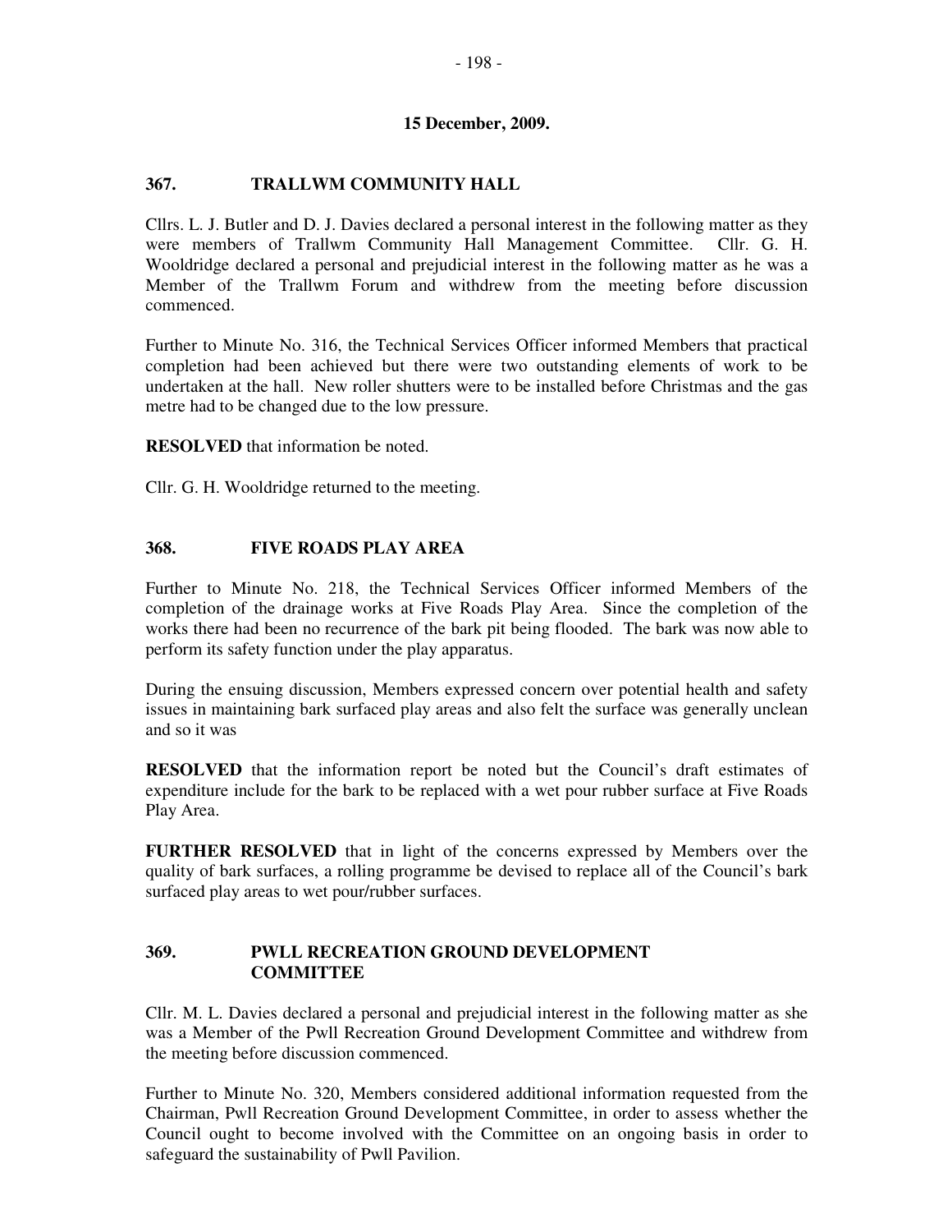**15 December, 2009.**

## 367. TRALLWM COMMUNITY HALL

Cllrs. L. J. Butler and D. J. Davies declared a personal interest in the following matter as they were members of Trallwm Community Hall Management Committee. Cllr. G. H. Wooldridge declared a personal and prejudicial interest in the following matter as he was a Member of the Trallwm Forum and withdrew from the meeting before discussion commenced.

Further to Minute No. 316, the Technical Services Officer informed Members that practical completion had been achieved but there were two outstanding elements of work to be undertaken at the hall. New roller shutters were to be installed before Christmas and the gas metre had to be changed due to the low pressure.

**RESOLVED** that information be noted.

Cllr. G. H. Wooldridge returned to the meeting.

## 368. FIVE ROADS PLAY AREA

Further to Minute No. 218, the Technical Services Officer informed Members of the completion of the drainage works at Five Roads Play Area. Since the completion of the works there had been no recurrence of the bark pit being flooded. The bark was now able to perform its safety function under the play apparatus.

During the ensuing discussion, Members expressed concern over potential health and safety issues in maintaining bark surfaced play areas and also felt the surface was generally unclean and so it was

**RESOLVED** that the information report be noted but the Council's draft estimates of expenditure include for the bark to be replaced with a wet pour rubber surface at Five Roads Play Area.

**FURTHER RESOLVED** that in light of the concerns expressed by Members over the quality of bark surfaces, a rolling programme be devised to replace all of the Council's bark surfaced play areas to wet pour/rubber surfaces.

## 369. PWLL RECREATION GROUND DEVELOPMENT COMMITTEE

Cllr. M. L. Davies declared a personal and prejudicial interest in the following matter as she was a Member of the Pwll Recreation Ground Development Committee and withdrew from the meeting before discussion commenced.

Further to Minute No. 320, Members considered additional information requested from the Chairman, Pwll Recreation Ground Development Committee, in order to assess whether the Council ought to become involved with the Committee on an ongoing basis in order to safeguard the sustainability of Pwll Pavilion.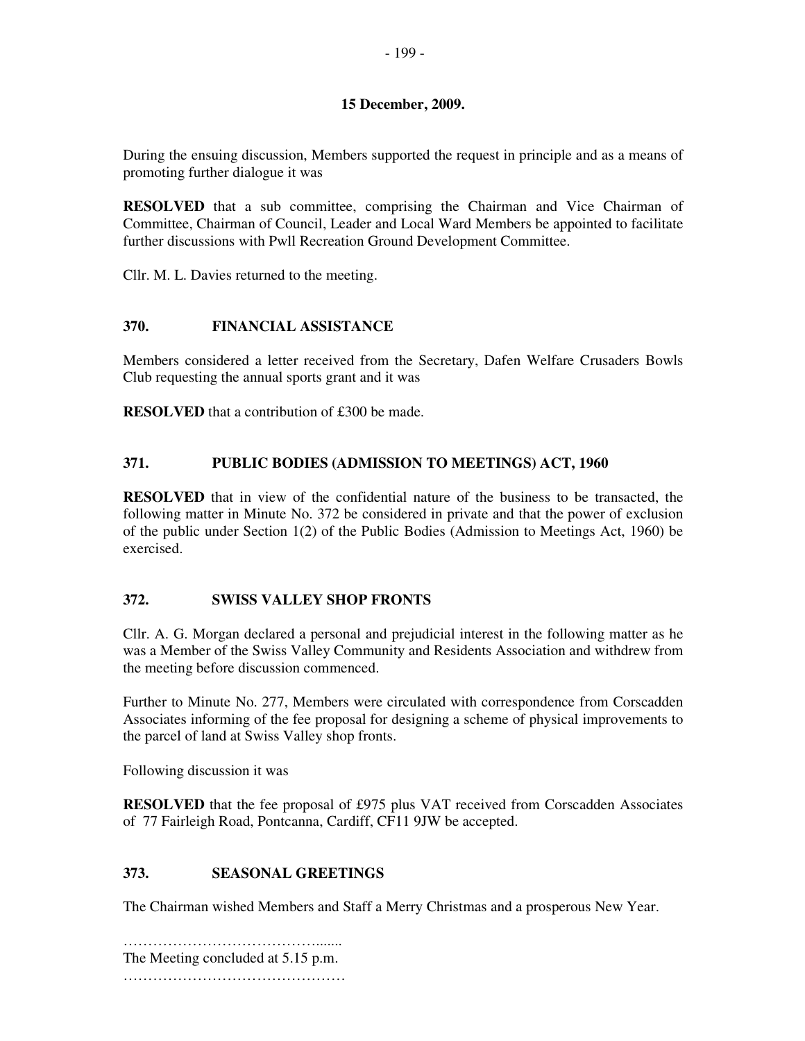**15 December, 2009.**

During the ensuing discussion, Members supported the request in principle and as a means of promoting further dialogue it was

**RESOLVED** that a sub committee, comprising the Chairman and Vice Chairman of Committee, Chairman of Council, Leader and Local Ward Members be appointed to facilitate further discussions with Pwll Recreation Ground Development Committee.

Cllr. M. L. Davies returned to the meeting.

## 370. FINANCIAL ASSISTANCE

Members considered a letter received from the Secretary, Dafen Welfare Crusaders Bowls Club requesting the annual sports grant and it was

**RESOLVED** that a contribution of £300 be made.

## 371. PUBLIC BODIES (ADMISSION TO MEETINGS) ACT, 1960

**RESOLVED** that in view of the confidential nature of the business to be transacted, the following matter in Minute No. 372 be considered in private and that the power of exclusion of the public under Section 1(2) of the Public Bodies (Admission to Meetings Act, 1960) be exercised.

## 372. SWISS VALLEY SHOP FRONTS

Cllr. A. G. Morgan declared a personal and prejudicial interest in the following matter as he was a Member of the Swiss Valley Community and Residents Association and withdrew from the meeting before discussion commenced.

Further to Minute No. 277, Members were circulated with correspondence from Corscadden Associates informing of the fee proposal for designing a scheme of physical improvements to the parcel of land at Swiss Valley shop fronts.

Following discussion it was

**RESOLVED** that the fee proposal of £975 plus VAT received from Corscadden Associates of 77 Fairleigh Road, Pontcanna, Cardiff, CF11 9JW be accepted.

## 373. SEASONAL GREETINGS

The Chairman wished Members and Staff a Merry Christmas and a prosperous New Year.

…………………………………......

The Meeting concluded at 5.15 p.m.

………………………………………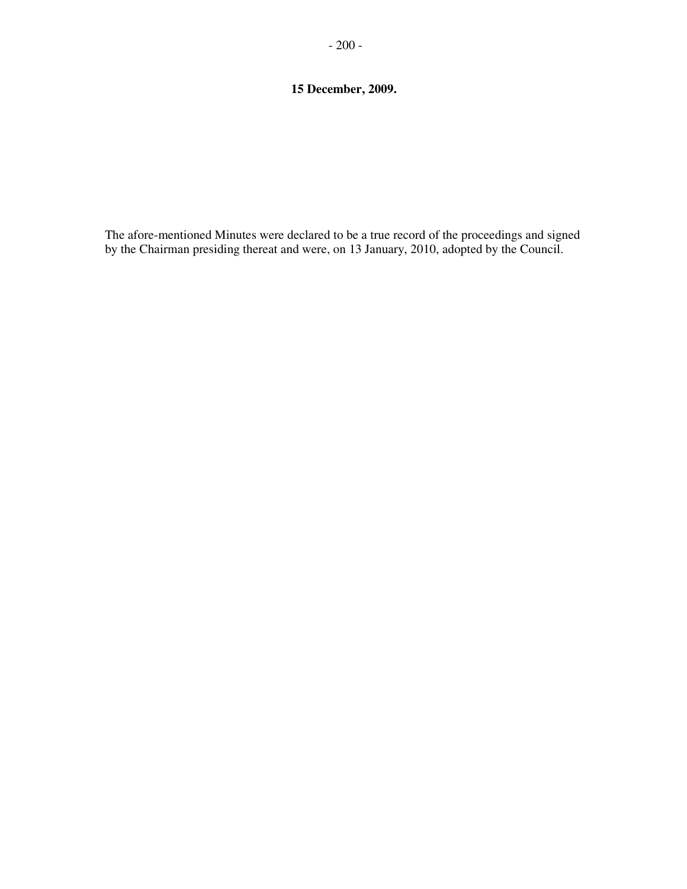**15 December, 2009.**

The afore-mentioned Minutes were declared to be a true record of the proceedings and signed by the Chairman presiding thereat and were, on 13 January, 2010, adopted by the Council.